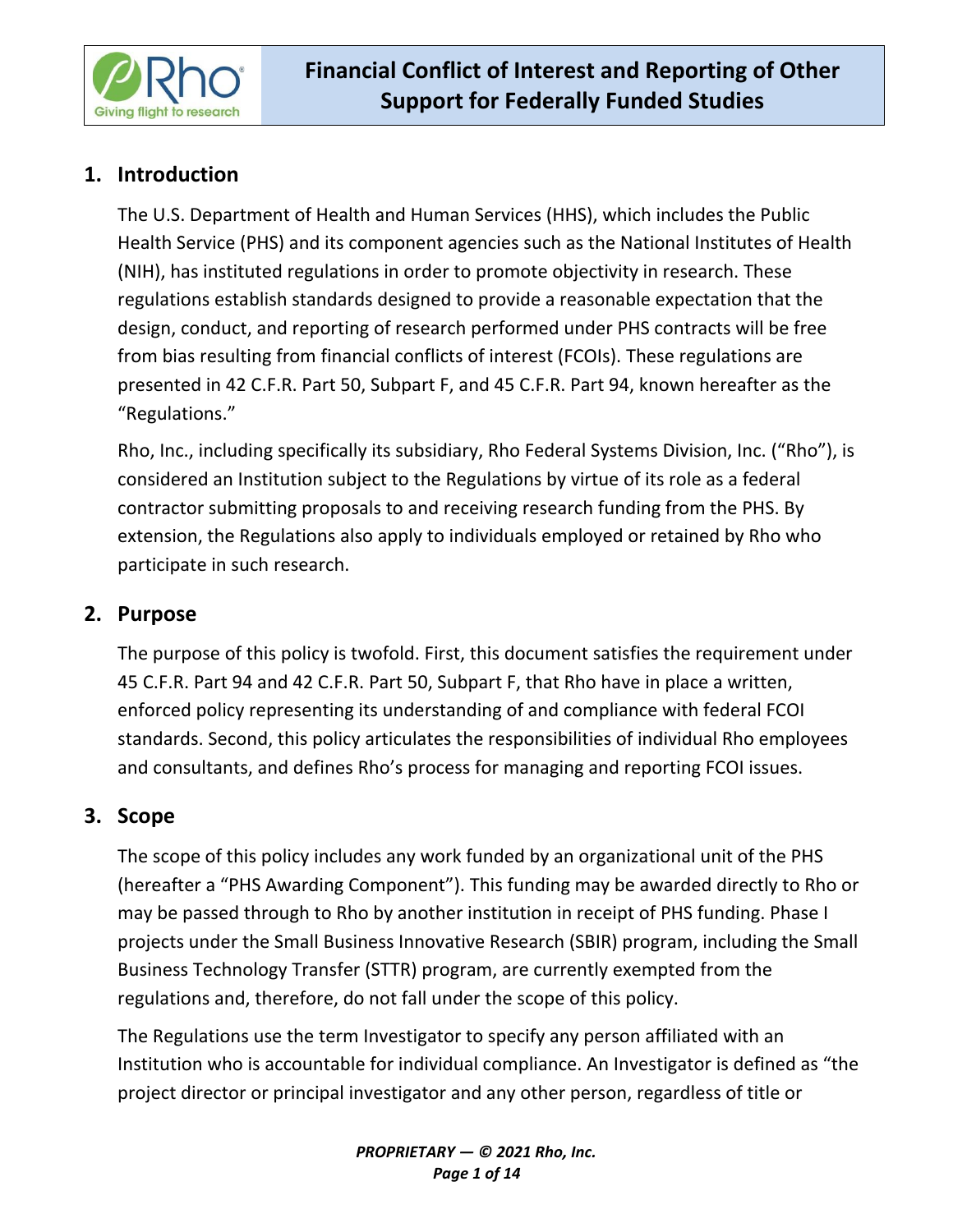# Financial Conflict of Interest and Reporting of Other Support for Federally Funded Studies

## 1. Introduction

The U.S. Department of Health and Human Services (HHS), which includes the Public Health Service (PHS) and its component agencies such as the National Institutes of Health (NIH), has instituted regulations in order to promote objectivity in research. These regulations establish standards designed to provide a reasonable expectation that the design, conduct, and reporting of research performed under PHS contracts will be free from bias resulting from financial conflicts of interest (FCOIs). These regulations are presented in 42 C.F.R. Part 50, Subpart F, and 45 C.F.R. Part 94, known hereafter as the "Regulations."

Rho, Inc., including specifically its subsidiary, Rho Federal Systems Division, Inc. ("Rho"), is considered an Institution subject to the Regulations by virtue of its role as a federal contractor submitting proposals to and receiving research funding from the PHS. By extension, the Regulations also apply to individuals employed or retained by Rho who participate in such research.

## 2. Purpose

The purpose of this policy is twofold. First, this document satisfies the requirement under 45 C.F.R. Part 94 and 42 C.F.R. Part 50, Subpart F, that Rho have in place a written, enforced policy representing its understanding of and compliance with federal FCOI standards. Second, this policy articulates the responsibilities of individual Rho employees and consultants, and defines Rho's process for managing and reporting FCOI issues.

## 3. Scope

The scope of this policy includes any work funded by an organizational unit of the PHS (hereafter a "PHS Awarding Component"). This funding may be awarded directly to Rho or may be passed through to Rho by another institution in receipt of PHS funding. Phase I projects under the Small Business Innovative Research (SBIR) program, including the Small Business Technology Transfer (STTR) program, are currently exempted from the regulations and, therefore, do not fall under the scope of this policy.

The Regulations use the term Investigator to specify any person affiliated with an Institution who is accountable for individual compliance. An Investigator is defined as "the project director or principal investigator and any other person, regardless of title or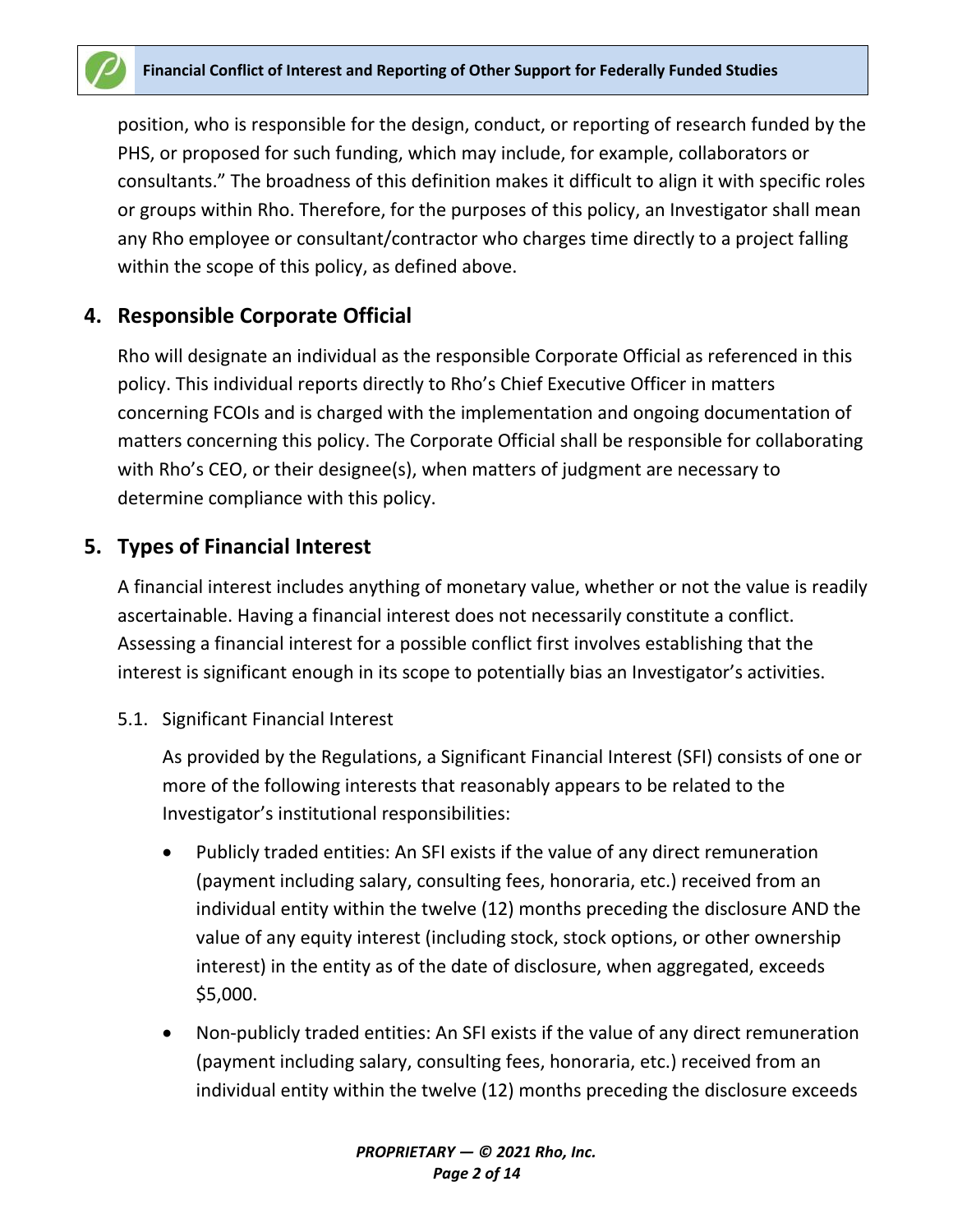position, who is responsible for the design, conduct, or reporting of research funded by the PHS, or proposed for such funding, which may include, for example, collaborators or consultants." The broadness of this definition makes it difficult to align it with specific roles or groups within Rho. Therefore, for the purposes of this policy, an Investigator shall mean any Rho employee or consultant/contractor who charges time directly to a project falling within the scope of this policy, as defined above.

## 4. Responsible Corporate Official

Rho will designate an individual as the responsible Corporate Official as referenced in this policy. This individual reports directly to Rho's Chief Executive Officer in matters concerning FCOIs and is charged with the implementation and ongoing documentation of matters concerning this policy. The Corporate Official shall be responsible for collaborating with Rho's CEO, or their designee(s), when matters of judgment are necessary to determine compliance with this policy.

## 5. Types of Financial Interest

A financial interest includes anything of monetary value, whether or not the value is readily ascertainable. Having a financial interest does not necessarily constitute a conflict. Assessing a financial interest for a possible conflict first involves establishing that the interest is significant enough in its scope to potentially bias an Investigator's activities.

### 5.1. Significant Financial Interest

As provided by the Regulations, a Significant Financial Interest (SFI) consists of one or more of the following interests that reasonably appears to be related to the Investigator's institutional responsibilities:

- Publicly traded entities: An SFI exists if the value of any direct remuneration (payment including salary, consulting fees, honoraria, etc.) received from an individual entity within the twelve (12) months preceding the disclosure AND the value of any equity interest (including stock, stock options, or other ownership interest) in the entity as of the date of disclosure, when aggregated, exceeds $5,000.
- Non-publicly traded entities: An SFI exists if the value of any direct remuneration (payment including salary, consulting fees, honoraria, etc.) received from an individual entity within the twelve (12) months preceding the disclosure exceeds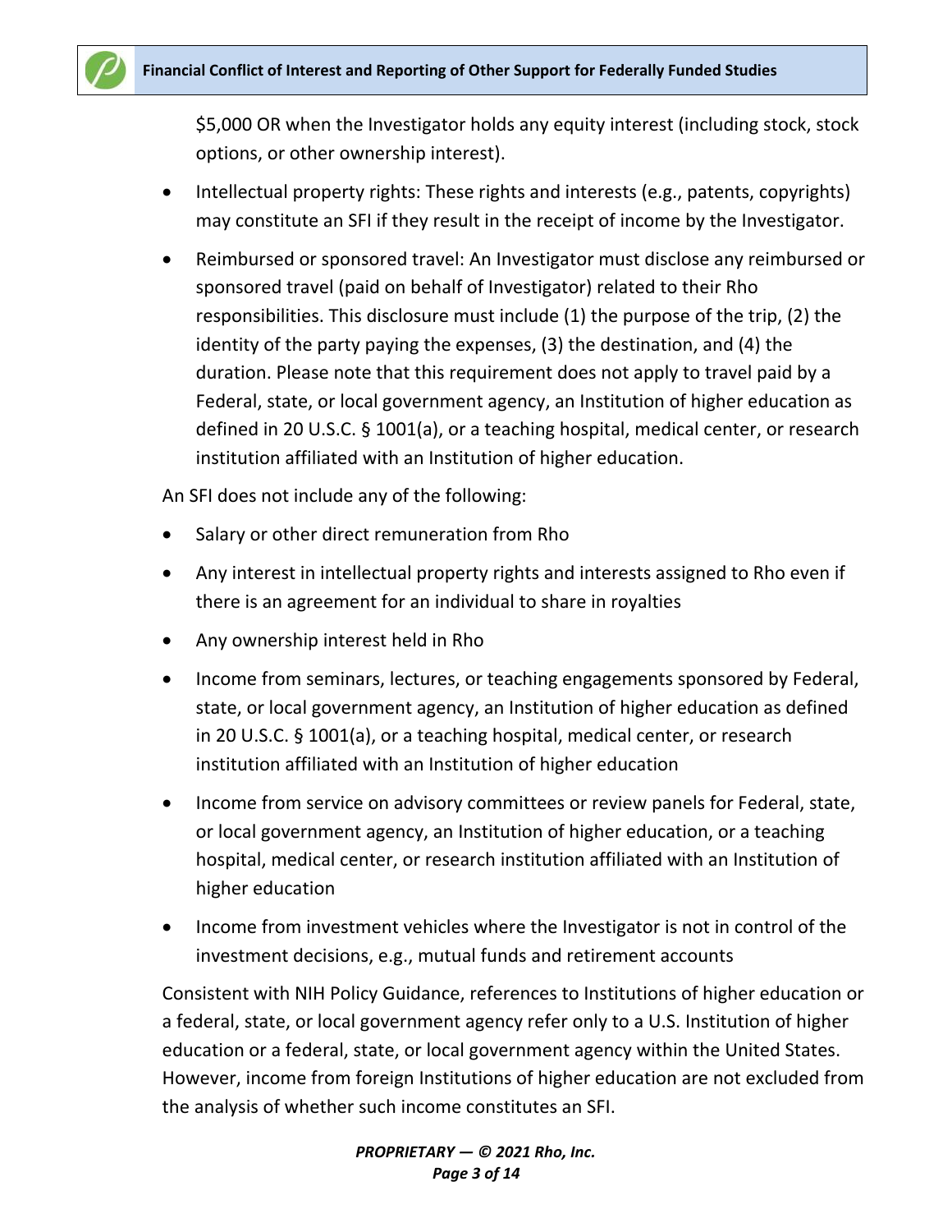$5,000 OR when the Investigator holds any equity interest (including stock, stock options, or other ownership interest).

- Intellectual property rights: These rights and interests (e.g., patents, copyrights) may constitute an SFI if they result in the receipt of income by the Investigator.
- Reimbursed or sponsored travel: An Investigator must disclose any reimbursed or sponsored travel (paid on behalf of Investigator) related to their Rho responsibilities. This disclosure must include (1) the purpose of the trip, (2) the identity of the party paying the expenses, (3) the destination, and (4) the duration. Please note that this requirement does not apply to travel paid by a Federal, state, or local government agency, an Institution of higher education as defined in 20 U.S.C. § 1001(a), or a teaching hospital, medical center, or research institution affiliated with an Institution of higher education.

An SFI does not include any of the following:

- Salary or other direct remuneration from Rho
- Any interest in intellectual property rights and interests assigned to Rho even if there is an agreement for an individual to share in royalties
- Any ownership interest held in Rho
- Income from seminars, lectures, or teaching engagements sponsored by Federal, state, or local government agency, an Institution of higher education as defined in 20 U.S.C. § 1001(a), or a teaching hospital, medical center, or research institution affiliated with an Institution of higher education
- Income from service on advisory committees or review panels for Federal, state, or local government agency, an Institution of higher education, or a teaching hospital, medical center, or research institution affiliated with an Institution of higher education
- Income from investment vehicles where the Investigator is not in control of the investment decisions, e.g., mutual funds and retirement accounts

Consistent with NIH Policy Guidance, references to Institutions of higher education or a federal, state, or local government agency refer only to a U.S. Institution of higher education or a federal, state, or local government agency within the United States. However, income from foreign Institutions of higher education are not excluded from the analysis of whether such income constitutes an SFI.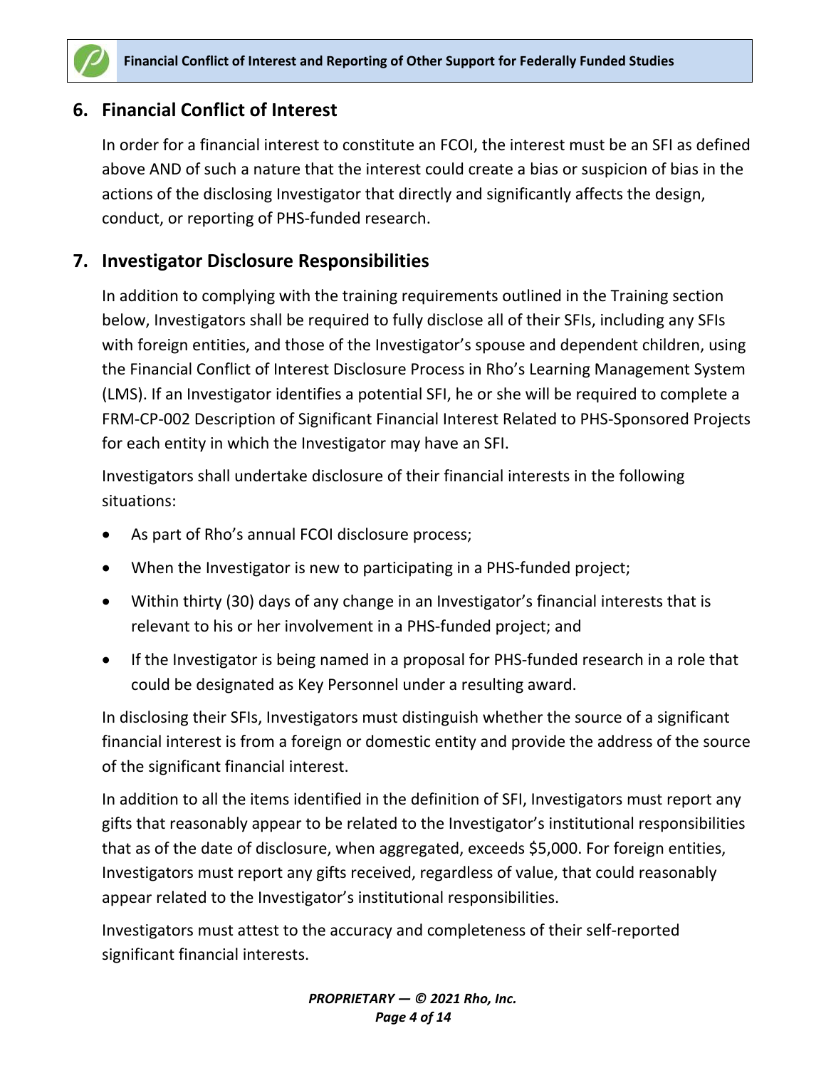## 6. Financial Conflict of Interest

In order for a financial interest to constitute an FCOI, the interest must be an SFI as defined above AND of such a nature that the interest could create a bias or suspicion of bias in the actions of the disclosing Investigator that directly and significantly affects the design, conduct, or reporting of PHS-funded research.

## 7. Investigator Disclosure Responsibilities

In addition to complying with the training requirements outlined in the Training section below, Investigators shall be required to fully disclose all of their SFIs, including any SFIs with foreign entities, and those of the Investigator's spouse and dependent children, using the Financial Conflict of Interest Disclosure Process in Rho's Learning Management System (LMS). If an Investigator identifies a potential SFI, he or she will be required to complete a FRM-CP-002 Description of Significant Financial Interest Related to PHS-Sponsored Projects for each entity in which the Investigator may have an SFI.

Investigators shall undertake disclosure of their financial interests in the following situations:

- As part of Rho's annual FCOI disclosure process;
- When the Investigator is new to participating in a PHS-funded project;
- Within thirty (30) days of any change in an Investigator's financial interests that is relevant to his or her involvement in a PHS-funded project; and
- If the Investigator is being named in a proposal for PHS-funded research in a role that could be designated as Key Personnel under a resulting award.

In disclosing their SFIs, Investigators must distinguish whether the source of a significant financial interest is from a foreign or domestic entity and provide the address of the source of the significant financial interest.

In addition to all the items identified in the definition of SFI, Investigators must report any gifts that reasonably appear to be related to the Investigator's institutional responsibilities that as of the date of disclosure, when aggregated, exceeds $5,000. For foreign entities, Investigators must report any gifts received, regardless of value, that could reasonably appear related to the Investigator's institutional responsibilities.

Investigators must attest to the accuracy and completeness of their self-reported significant financial interests.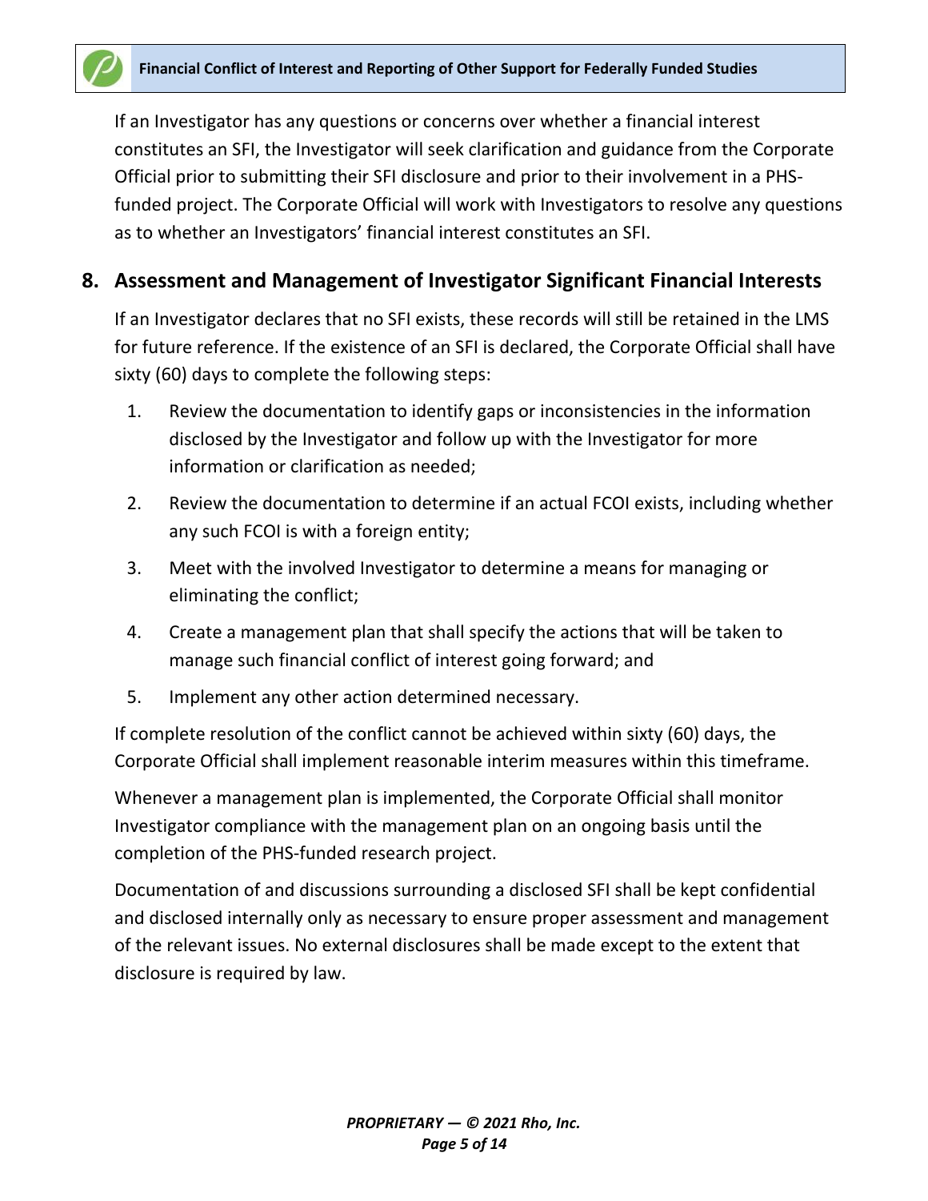If an Investigator has any questions or concerns over whether a financial interest constitutes an SFI, the Investigator will seek clarification and guidance from the Corporate Official prior to submitting their SFI disclosure and prior to their involvement in a PHS-funded project. The Corporate Official will work with Investigators to resolve any questions as to whether an Investigators' financial interest constitutes an SFI.

## 8. Assessment and Management of Investigator Significant Financial Interests

If an Investigator declares that no SFI exists, these records will still be retained in the LMS for future reference. If the existence of an SFI is declared, the Corporate Official shall have sixty (60) days to complete the following steps:

1. Review the documentation to identify gaps or inconsistencies in the information disclosed by the Investigator and follow up with the Investigator for more information or clarification as needed;
2. Review the documentation to determine if an actual FCOI exists, including whether any such FCOI is with a foreign entity;
3. Meet with the involved Investigator to determine a means for managing or eliminating the conflict;
4. Create a management plan that shall specify the actions that will be taken to manage such financial conflict of interest going forward; and
5. Implement any other action determined necessary.

If complete resolution of the conflict cannot be achieved within sixty (60) days, the Corporate Official shall implement reasonable interim measures within this timeframe.

Whenever a management plan is implemented, the Corporate Official shall monitor Investigator compliance with the management plan on an ongoing basis until the completion of the PHS-funded research project.

Documentation of and discussions surrounding a disclosed SFI shall be kept confidential and disclosed internally only as necessary to ensure proper assessment and management of the relevant issues. No external disclosures shall be made except to the extent that disclosure is required by law.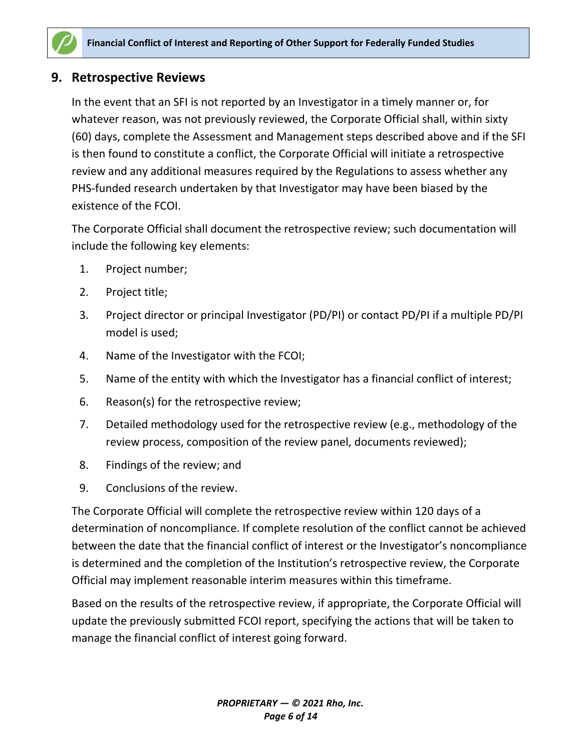## 9. Retrospective Reviews

In the event that an SFI is not reported by an Investigator in a timely manner or, for whatever reason, was not previously reviewed, the Corporate Official shall, within sixty (60) days, complete the Assessment and Management steps described above and if the SFI is then found to constitute a conflict, the Corporate Official will initiate a retrospective review and any additional measures required by the Regulations to assess whether any PHS-funded research undertaken by that Investigator may have been biased by the existence of the FCOI.

The Corporate Official shall document the retrospective review; such documentation will include the following key elements:

1. Project number;
2. Project title;
3. Project director or principal Investigator (PD/PI) or contact PD/PI if a multiple PD/PI model is used;
4. Name of the Investigator with the FCOI;
5. Name of the entity with which the Investigator has a financial conflict of interest;
6. Reason(s) for the retrospective review;
7. Detailed methodology used for the retrospective review (e.g., methodology of the review process, composition of the review panel, documents reviewed);
8. Findings of the review; and
9. Conclusions of the review.

The Corporate Official will complete the retrospective review within 120 days of a determination of noncompliance. If complete resolution of the conflict cannot be achieved between the date that the financial conflict of interest or the Investigator's noncompliance is determined and the completion of the Institution's retrospective review, the Corporate Official may implement reasonable interim measures within this timeframe.

Based on the results of the retrospective review, if appropriate, the Corporate Official will update the previously submitted FCOI report, specifying the actions that will be taken to manage the financial conflict of interest going forward.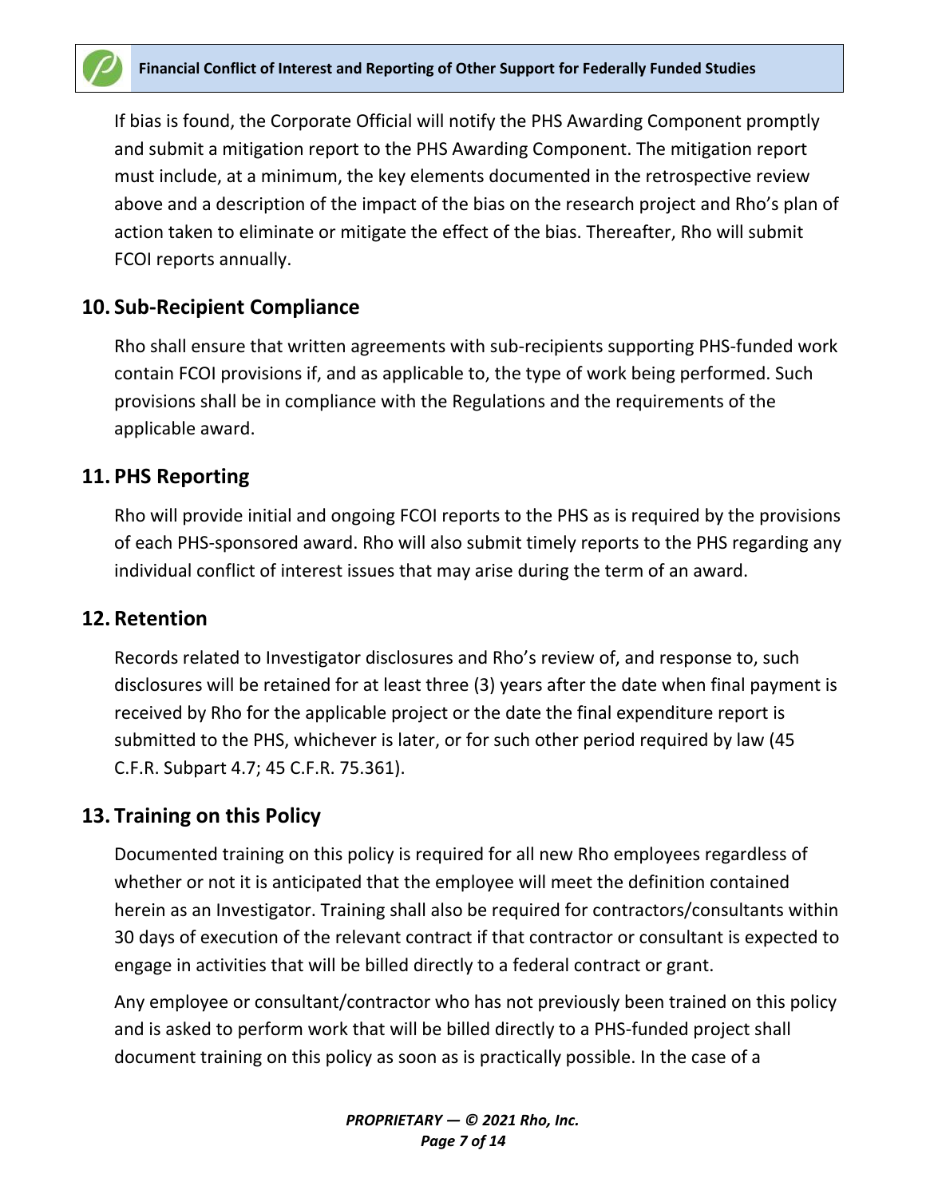If bias is found, the Corporate Official will notify the PHS Awarding Component promptly and submit a mitigation report to the PHS Awarding Component. The mitigation report must include, at a minimum, the key elements documented in the retrospective review above and a description of the impact of the bias on the research project and Rho's plan of action taken to eliminate or mitigate the effect of the bias. Thereafter, Rho will submit FCOI reports annually.

## 10. Sub-Recipient Compliance

Rho shall ensure that written agreements with sub-recipients supporting PHS-funded work contain FCOI provisions if, and as applicable to, the type of work being performed. Such provisions shall be in compliance with the Regulations and the requirements of the applicable award.

## 11. PHS Reporting

Rho will provide initial and ongoing FCOI reports to the PHS as is required by the provisions of each PHS-sponsored award. Rho will also submit timely reports to the PHS regarding any individual conflict of interest issues that may arise during the term of an award.

## 12. Retention

Records related to Investigator disclosures and Rho's review of, and response to, such disclosures will be retained for at least three (3) years after the date when final payment is received by Rho for the applicable project or the date the final expenditure report is submitted to the PHS, whichever is later, or for such other period required by law (45 C.F.R. Subpart 4.7; 45 C.F.R. 75.361).

## 13. Training on this Policy

Documented training on this policy is required for all new Rho employees regardless of whether or not it is anticipated that the employee will meet the definition contained herein as an Investigator. Training shall also be required for contractors/consultants within 30 days of execution of the relevant contract if that contractor or consultant is expected to engage in activities that will be billed directly to a federal contract or grant.

Any employee or consultant/contractor who has not previously been trained on this policy and is asked to perform work that will be billed directly to a PHS-funded project shall document training on this policy as soon as is practically possible. In the case of a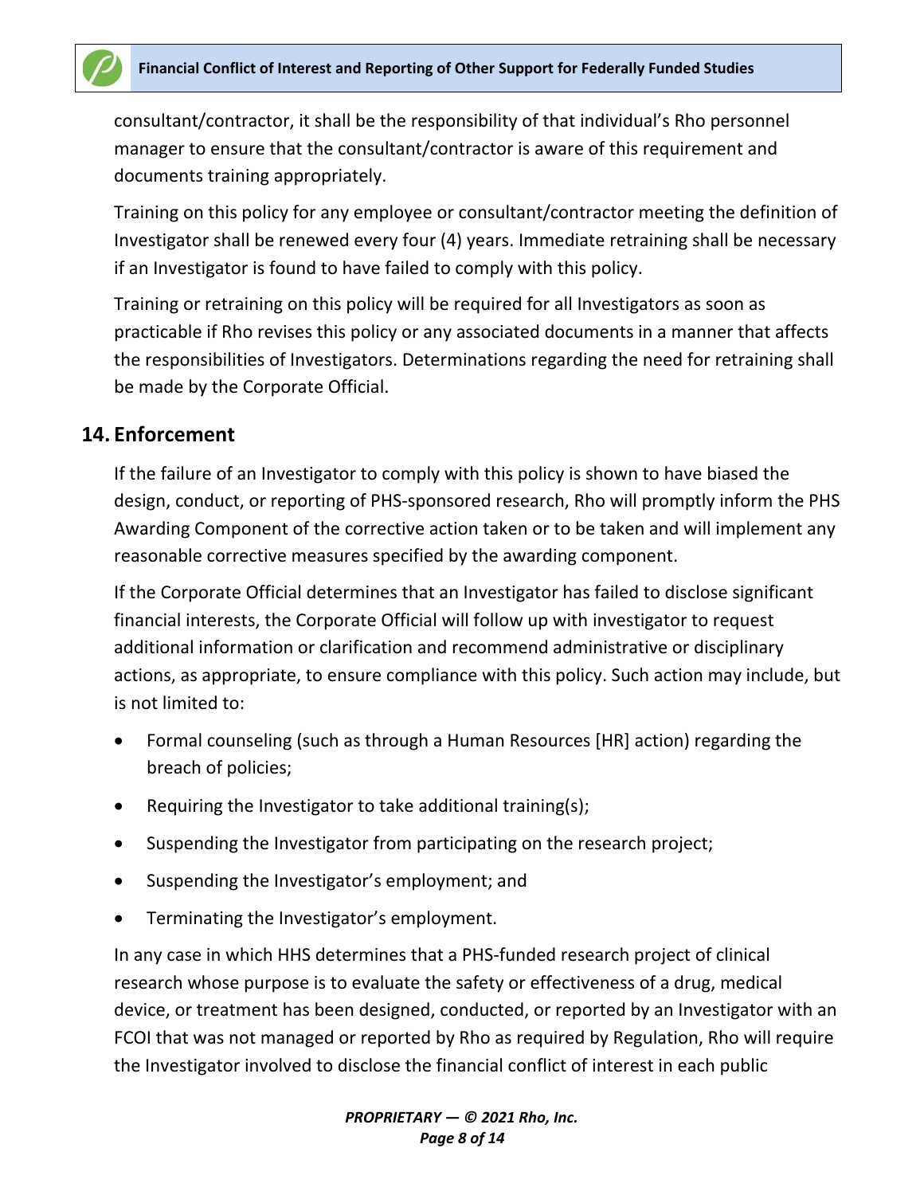consultant/contractor, it shall be the responsibility of that individual's Rho personnel manager to ensure that the consultant/contractor is aware of this requirement and documents training appropriately.

Training on this policy for any employee or consultant/contractor meeting the definition of Investigator shall be renewed every four (4) years. Immediate retraining shall be necessary if an Investigator is found to have failed to comply with this policy.

Training or retraining on this policy will be required for all Investigators as soon as practicable if Rho revises this policy or any associated documents in a manner that affects the responsibilities of Investigators. Determinations regarding the need for retraining shall be made by the Corporate Official.

## 14. Enforcement

If the failure of an Investigator to comply with this policy is shown to have biased the design, conduct, or reporting of PHS-sponsored research, Rho will promptly inform the PHS Awarding Component of the corrective action taken or to be taken and will implement any reasonable corrective measures specified by the awarding component.

If the Corporate Official determines that an Investigator has failed to disclose significant financial interests, the Corporate Official will follow up with investigator to request additional information or clarification and recommend administrative or disciplinary actions, as appropriate, to ensure compliance with this policy. Such action may include, but is not limited to:

- Formal counseling (such as through a Human Resources [HR] action) regarding the breach of policies;
- Requiring the Investigator to take additional training(s);
- Suspending the Investigator from participating on the research project;
- Suspending the Investigator's employment; and
- Terminating the Investigator's employment.

In any case in which HHS determines that a PHS-funded research project of clinical research whose purpose is to evaluate the safety or effectiveness of a drug, medical device, or treatment has been designed, conducted, or reported by an Investigator with an FCOI that was not managed or reported by Rho as required by Regulation, Rho will require the Investigator involved to disclose the financial conflict of interest in each public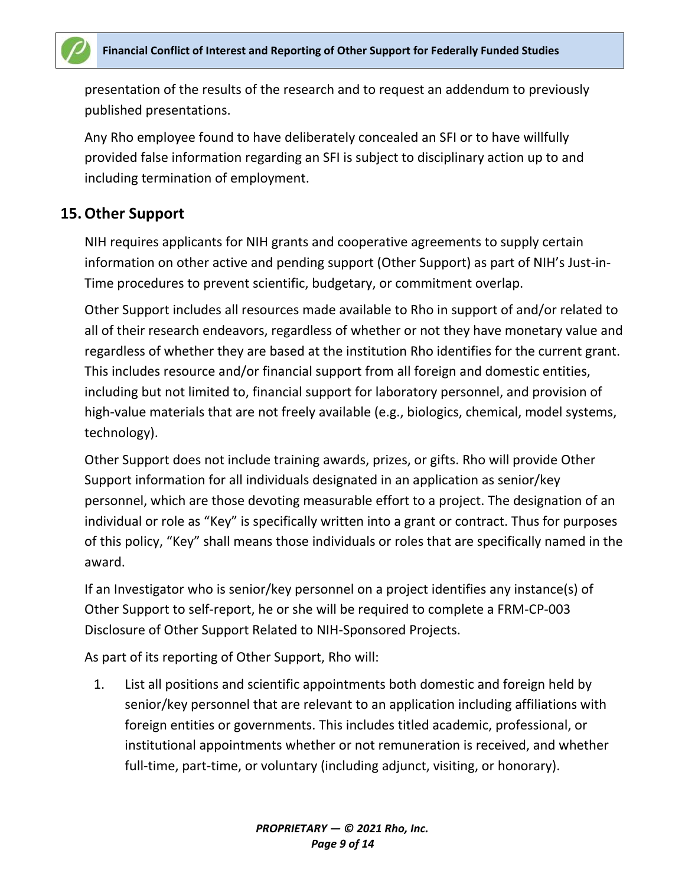presentation of the results of the research and to request an addendum to previously published presentations.

Any Rho employee found to have deliberately concealed an SFI or to have willfully provided false information regarding an SFI is subject to disciplinary action up to and including termination of employment.

## 15. Other Support

NIH requires applicants for NIH grants and cooperative agreements to supply certain information on other active and pending support (Other Support) as part of NIH's Just-in-Time procedures to prevent scientific, budgetary, or commitment overlap.

Other Support includes all resources made available to Rho in support of and/or related to all of their research endeavors, regardless of whether or not they have monetary value and regardless of whether they are based at the institution Rho identifies for the current grant. This includes resource and/or financial support from all foreign and domestic entities, including but not limited to, financial support for laboratory personnel, and provision of high-value materials that are not freely available (e.g., biologics, chemical, model systems, technology).

Other Support does not include training awards, prizes, or gifts. Rho will provide Other Support information for all individuals designated in an application as senior/key personnel, which are those devoting measurable effort to a project. The designation of an individual or role as "Key" is specifically written into a grant or contract. Thus for purposes of this policy, "Key" shall means those individuals or roles that are specifically named in the award.

If an Investigator who is senior/key personnel on a project identifies any instance(s) of Other Support to self-report, he or she will be required to complete a FRM-CP-003 Disclosure of Other Support Related to NIH-Sponsored Projects.

As part of its reporting of Other Support, Rho will:

1. List all positions and scientific appointments both domestic and foreign held by senior/key personnel that are relevant to an application including affiliations with foreign entities or governments. This includes titled academic, professional, or institutional appointments whether or not remuneration is received, and whether full-time, part-time, or voluntary (including adjunct, visiting, or honorary).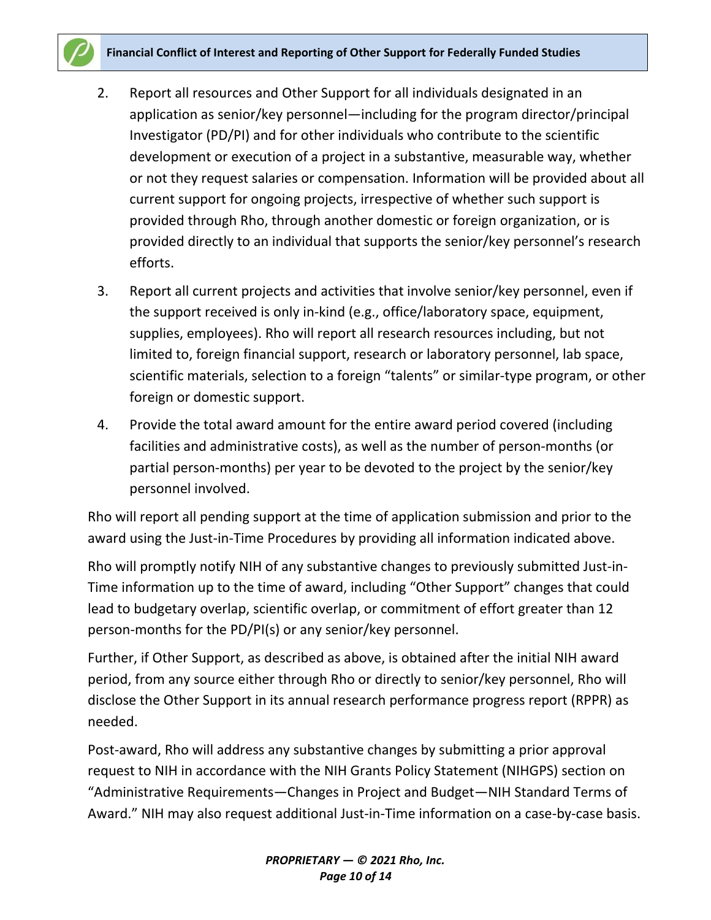2. Report all resources and Other Support for all individuals designated in an application as senior/key personnel—including for the program director/principal Investigator (PD/PI) and for other individuals who contribute to the scientific development or execution of a project in a substantive, measurable way, whether or not they request salaries or compensation. Information will be provided about all current support for ongoing projects, irrespective of whether such support is provided through Rho, through another domestic or foreign organization, or is provided directly to an individual that supports the senior/key personnel's research efforts.
3. Report all current projects and activities that involve senior/key personnel, even if the support received is only in-kind (e.g., office/laboratory space, equipment, supplies, employees). Rho will report all research resources including, but not limited to, foreign financial support, research or laboratory personnel, lab space, scientific materials, selection to a foreign "talents" or similar-type program, or other foreign or domestic support.
4. Provide the total award amount for the entire award period covered (including facilities and administrative costs), as well as the number of person-months (or partial person-months) per year to be devoted to the project by the senior/key personnel involved.

Rho will report all pending support at the time of application submission and prior to the award using the Just-in-Time Procedures by providing all information indicated above.

Rho will promptly notify NIH of any substantive changes to previously submitted Just-in-Time information up to the time of award, including "Other Support" changes that could lead to budgetary overlap, scientific overlap, or commitment of effort greater than 12 person-months for the PD/PI(s) or any senior/key personnel.

Further, if Other Support, as described as above, is obtained after the initial NIH award period, from any source either through Rho or directly to senior/key personnel, Rho will disclose the Other Support in its annual research performance progress report (RPPR) as needed.

Post-award, Rho will address any substantive changes by submitting a prior approval request to NIH in accordance with the NIH Grants Policy Statement (NIHGPS) section on "Administrative Requirements—Changes in Project and Budget—NIH Standard Terms of Award." NIH may also request additional Just-in-Time information on a case-by-case basis.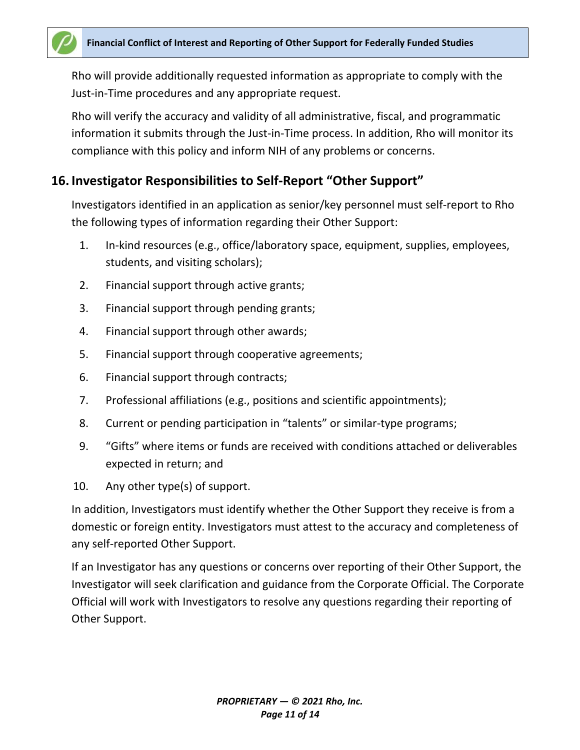Rho will provide additionally requested information as appropriate to comply with the Just-in-Time procedures and any appropriate request.

Rho will verify the accuracy and validity of all administrative, fiscal, and programmatic information it submits through the Just-in-Time process. In addition, Rho will monitor its compliance with this policy and inform NIH of any problems or concerns.

## 16. Investigator Responsibilities to Self-Report "Other Support"

Investigators identified in an application as senior/key personnel must self-report to Rho the following types of information regarding their Other Support:

1. In-kind resources (e.g., office/laboratory space, equipment, supplies, employees, students, and visiting scholars);
2. Financial support through active grants;
3. Financial support through pending grants;
4. Financial support through other awards;
5. Financial support through cooperative agreements;
6. Financial support through contracts;
7. Professional affiliations (e.g., positions and scientific appointments);
8. Current or pending participation in "talents" or similar-type programs;
9. "Gifts" where items or funds are received with conditions attached or deliverables expected in return; and
10. Any other type(s) of support.

In addition, Investigators must identify whether the Other Support they receive is from a domestic or foreign entity. Investigators must attest to the accuracy and completeness of any self-reported Other Support.

If an Investigator has any questions or concerns over reporting of their Other Support, the Investigator will seek clarification and guidance from the Corporate Official. The Corporate Official will work with Investigators to resolve any questions regarding their reporting of Other Support.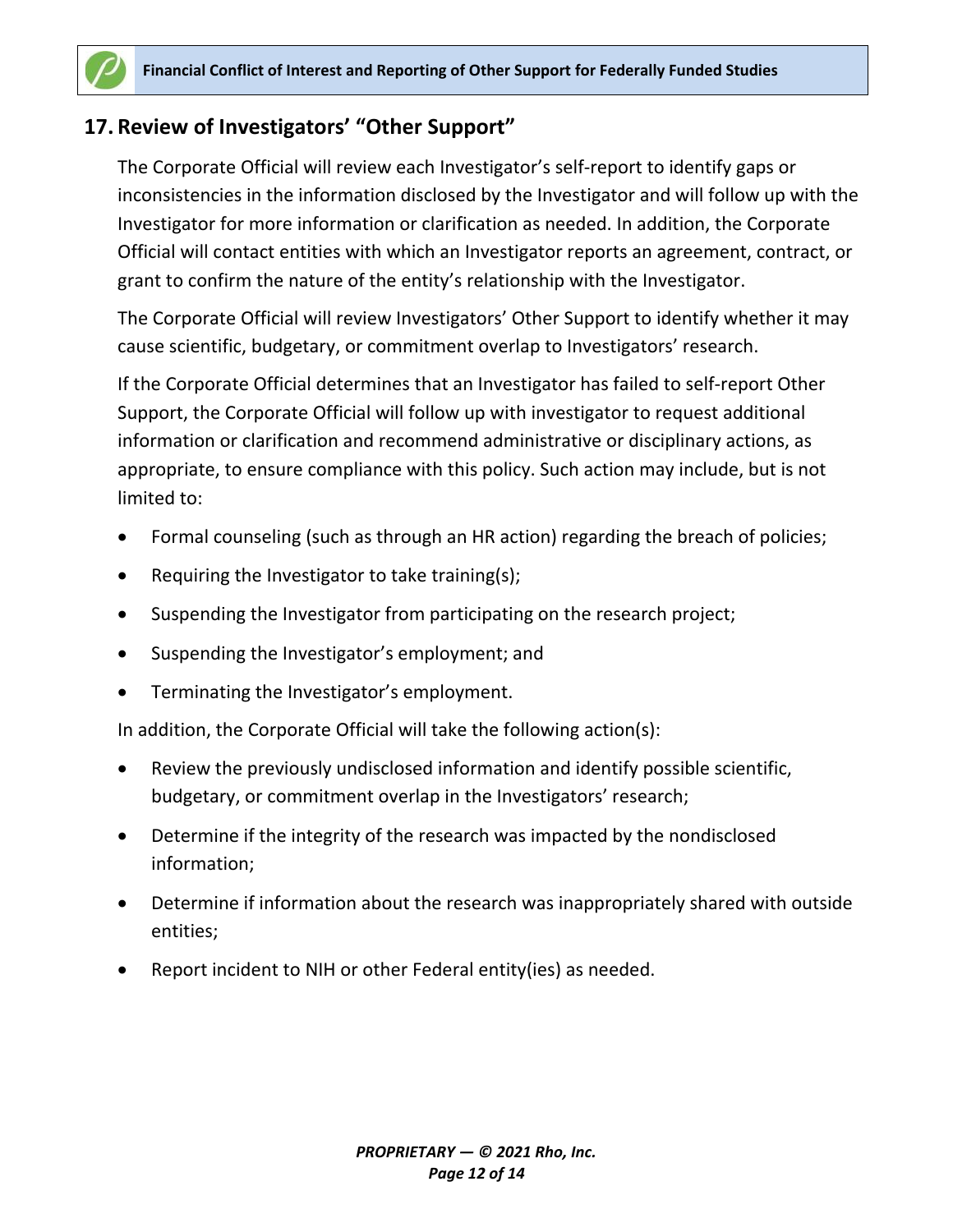## 17. Review of Investigators' "Other Support"

The Corporate Official will review each Investigator's self-report to identify gaps or inconsistencies in the information disclosed by the Investigator and will follow up with the Investigator for more information or clarification as needed. In addition, the Corporate Official will contact entities with which an Investigator reports an agreement, contract, or grant to confirm the nature of the entity's relationship with the Investigator.

The Corporate Official will review Investigators' Other Support to identify whether it may cause scientific, budgetary, or commitment overlap to Investigators' research.

If the Corporate Official determines that an Investigator has failed to self-report Other Support, the Corporate Official will follow up with investigator to request additional information or clarification and recommend administrative or disciplinary actions, as appropriate, to ensure compliance with this policy. Such action may include, but is not limited to:

- Formal counseling (such as through an HR action) regarding the breach of policies;
- Requiring the Investigator to take training(s);
- Suspending the Investigator from participating on the research project;
- Suspending the Investigator's employment; and
- Terminating the Investigator's employment.

In addition, the Corporate Official will take the following action(s):

- Review the previously undisclosed information and identify possible scientific, budgetary, or commitment overlap in the Investigators' research;
- Determine if the integrity of the research was impacted by the nondisclosed information;
- Determine if information about the research was inappropriately shared with outside entities;
- Report incident to NIH or other Federal entity(ies) as needed.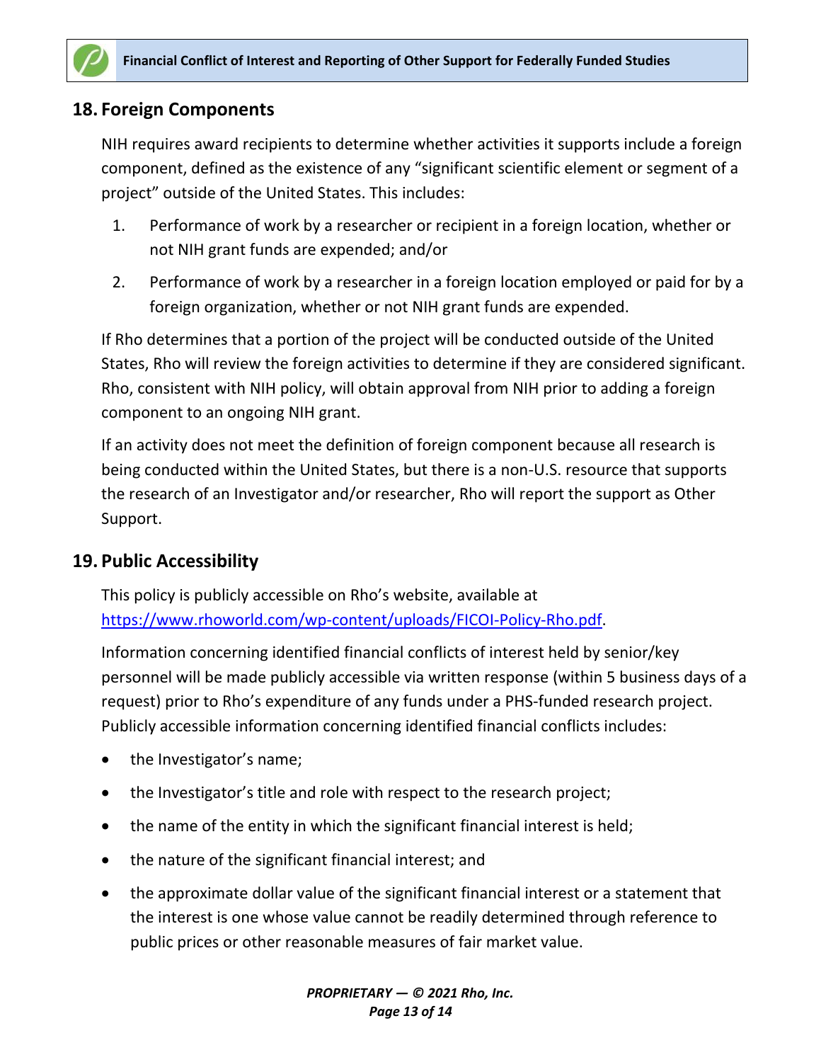## 18. Foreign Components

NIH requires award recipients to determine whether activities it supports include a foreign component, defined as the existence of any "significant scientific element or segment of a project" outside of the United States. This includes:

1. Performance of work by a researcher or recipient in a foreign location, whether or not NIH grant funds are expended; and/or
2. Performance of work by a researcher in a foreign location employed or paid for by a foreign organization, whether or not NIH grant funds are expended.

If Rho determines that a portion of the project will be conducted outside of the United States, Rho will review the foreign activities to determine if they are considered significant. Rho, consistent with NIH policy, will obtain approval from NIH prior to adding a foreign component to an ongoing NIH grant.

If an activity does not meet the definition of foreign component because all research is being conducted within the United States, but there is a non-U.S. resource that supports the research of an Investigator and/or researcher, Rho will report the support as Other Support.

## 19. Public Accessibility

This policy is publicly accessible on Rho's website, available at https://www.rhoworld.com/wp-content/uploads/FICOI-Policy-Rho.pdf.

Information concerning identified financial conflicts of interest held by senior/key personnel will be made publicly accessible via written response (within 5 business days of a request) prior to Rho's expenditure of any funds under a PHS-funded research project. Publicly accessible information concerning identified financial conflicts includes:

- the Investigator's name;
- the Investigator's title and role with respect to the research project;
- the name of the entity in which the significant financial interest is held;
- the nature of the significant financial interest; and
- the approximate dollar value of the significant financial interest or a statement that the interest is one whose value cannot be readily determined through reference to public prices or other reasonable measures of fair market value.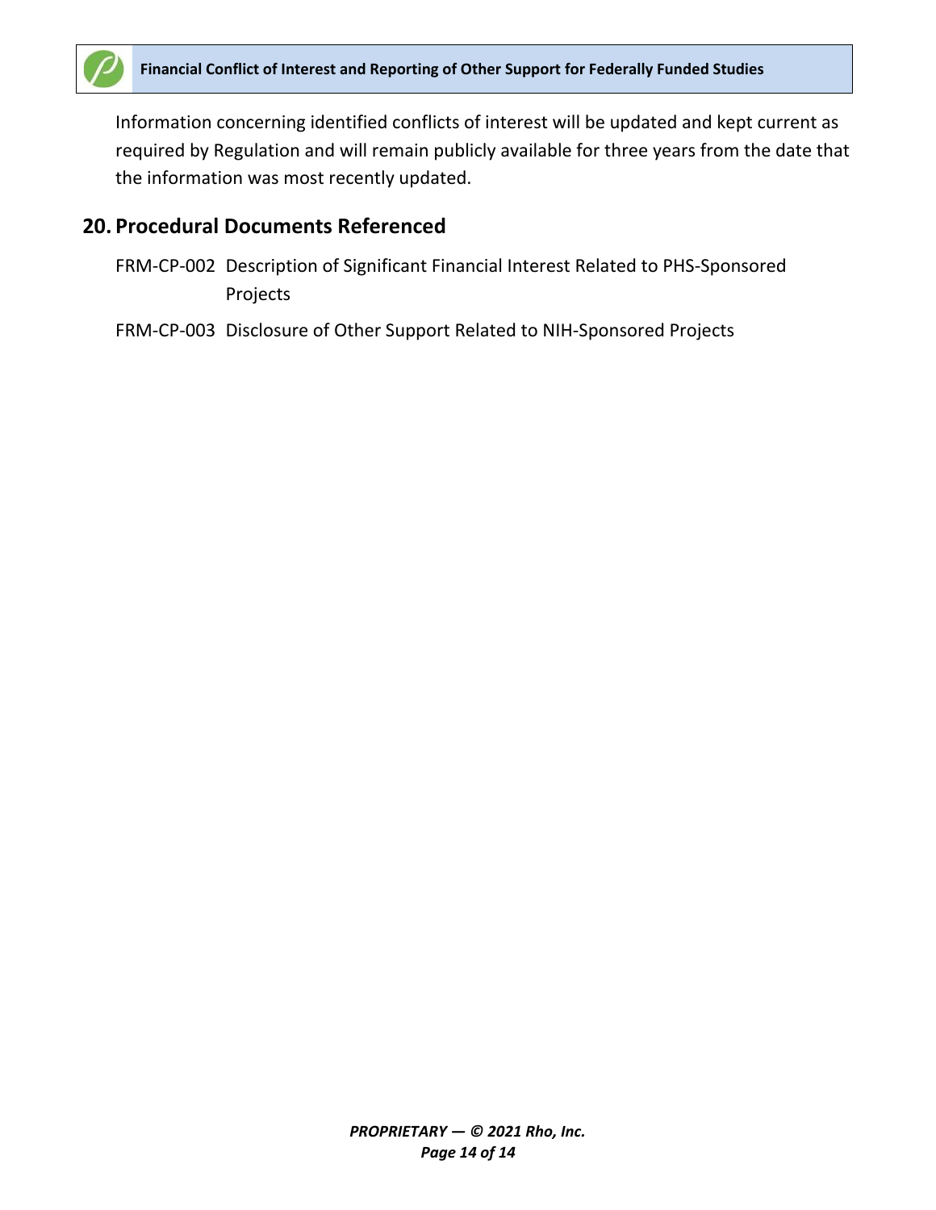Information concerning identified conflicts of interest will be updated and kept current as required by Regulation and will remain publicly available for three years from the date that the information was most recently updated.

## 20. Procedural Documents Referenced

| | |
|---|---|
| FRM-CP-002 | Description of Significant Financial Interest Related to PHS-Sponsored Projects |
| FRM-CP-003 | Disclosure of Other Support Related to NIH-Sponsored Projects |